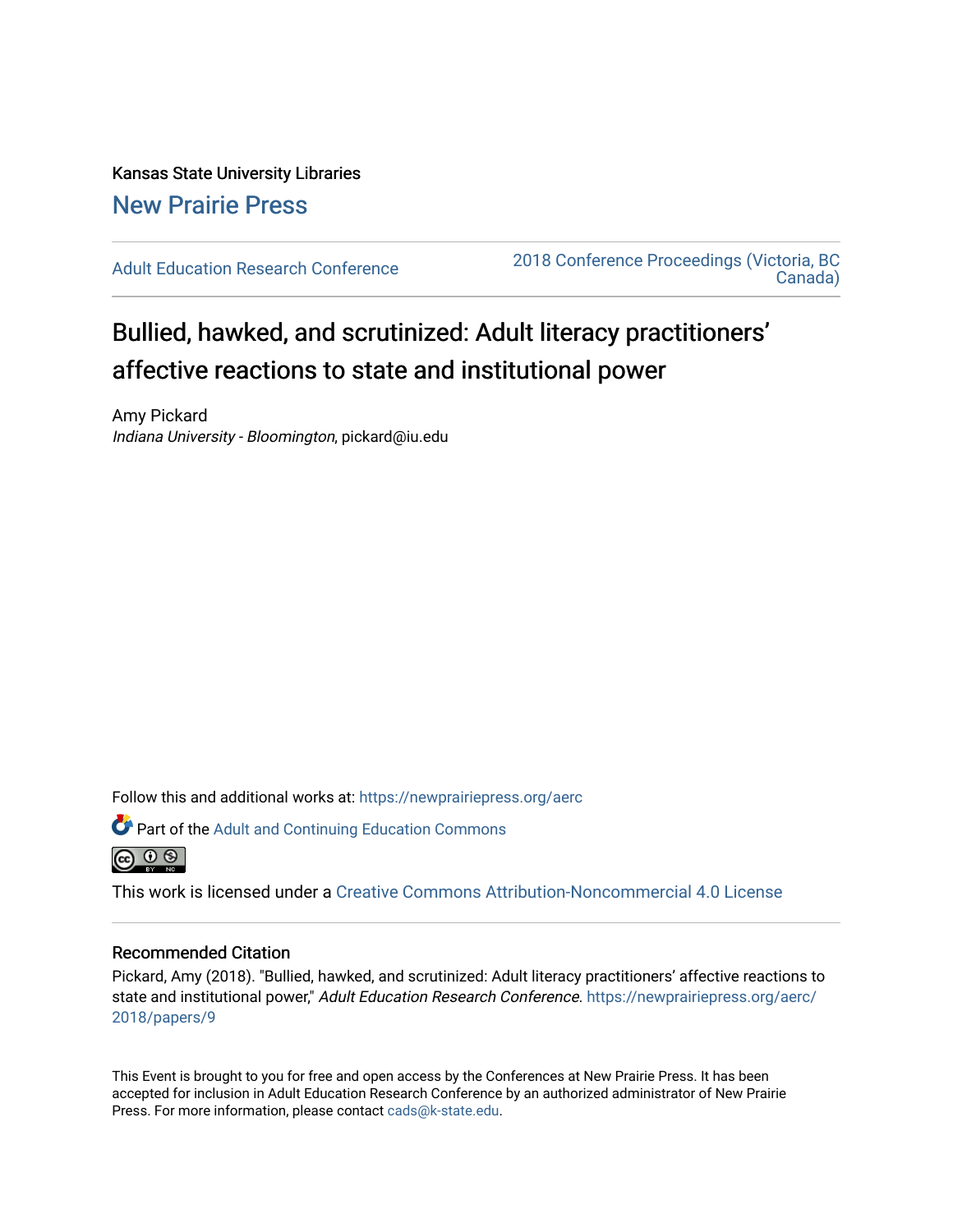Kansas State University Libraries

New Prairie Press

Adult Education Research Conference

2018 Conference Proceedings (Victoria, BC Canada)

# Bullied, hawked, and scrutinized: Adult literacy practitioners' affective reactions to state and institutional power

Amy Pickard
*Indiana University - Bloomington*, pickard@iu.edu

Follow this and additional works at: https://newprairiepress.org/aerc

Part of the Adult and Continuing Education Commons

This work is licensed under a Creative Commons Attribution-Noncommercial 4.0 License

## Recommended Citation

Pickard, Amy (2018). "Bullied, hawked, and scrutinized: Adult literacy practitioners' affective reactions to state and institutional power," *Adult Education Research Conference*. https://newprairiepress.org/aerc/2018/papers/9

This Event is brought to you for free and open access by the Conferences at New Prairie Press. It has been accepted for inclusion in Adult Education Research Conference by an authorized administrator of New Prairie Press. For more information, please contact cads@k-state.edu.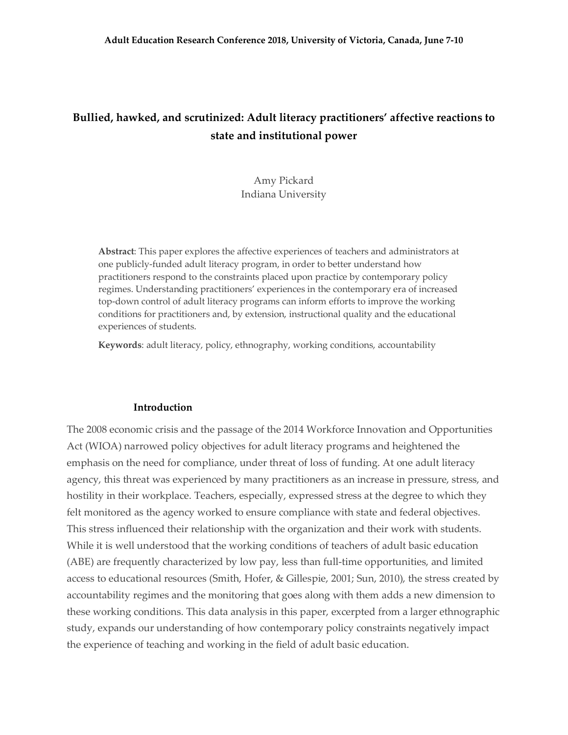# Bullied, hawked, and scrutinized: Adult literacy practitioners' affective reactions to state and institutional power

Amy Pickard
Indiana University

**Abstract**: This paper explores the affective experiences of teachers and administrators at one publicly-funded adult literacy program, in order to better understand how practitioners respond to the constraints placed upon practice by contemporary policy regimes. Understanding practitioners' experiences in the contemporary era of increased top-down control of adult literacy programs can inform efforts to improve the working conditions for practitioners and, by extension, instructional quality and the educational experiences of students.

**Keywords**: adult literacy, policy, ethnography, working conditions, accountability

## Introduction

The 2008 economic crisis and the passage of the 2014 Workforce Innovation and Opportunities Act (WIOA) narrowed policy objectives for adult literacy programs and heightened the emphasis on the need for compliance, under threat of loss of funding. At one adult literacy agency, this threat was experienced by many practitioners as an increase in pressure, stress, and hostility in their workplace. Teachers, especially, expressed stress at the degree to which they felt monitored as the agency worked to ensure compliance with state and federal objectives. This stress influenced their relationship with the organization and their work with students. While it is well understood that the working conditions of teachers of adult basic education (ABE) are frequently characterized by low pay, less than full-time opportunities, and limited access to educational resources (Smith, Hofer, & Gillespie, 2001; Sun, 2010), the stress created by accountability regimes and the monitoring that goes along with them adds a new dimension to these working conditions. This data analysis in this paper, excerpted from a larger ethnographic study, expands our understanding of how contemporary policy constraints negatively impact the experience of teaching and working in the field of adult basic education.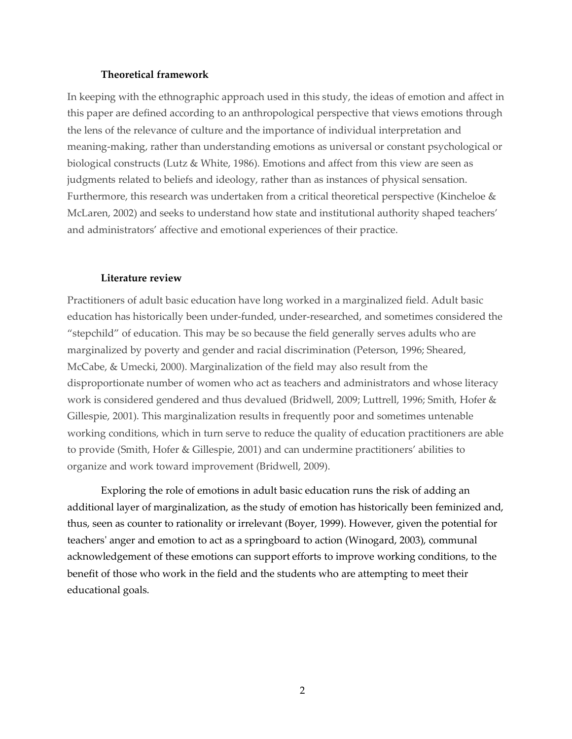## Theoretical framework

In keeping with the ethnographic approach used in this study, the ideas of emotion and affect in this paper are defined according to an anthropological perspective that views emotions through the lens of the relevance of culture and the importance of individual interpretation and meaning-making, rather than understanding emotions as universal or constant psychological or biological constructs (Lutz & White, 1986). Emotions and affect from this view are seen as judgments related to beliefs and ideology, rather than as instances of physical sensation. Furthermore, this research was undertaken from a critical theoretical perspective (Kincheloe & McLaren, 2002) and seeks to understand how state and institutional authority shaped teachers' and administrators' affective and emotional experiences of their practice.

## Literature review

Practitioners of adult basic education have long worked in a marginalized field. Adult basic education has historically been under-funded, under-researched, and sometimes considered the "stepchild" of education. This may be so because the field generally serves adults who are marginalized by poverty and gender and racial discrimination (Peterson, 1996; Sheared, McCabe, & Umecki, 2000). Marginalization of the field may also result from the disproportionate number of women who act as teachers and administrators and whose literacy work is considered gendered and thus devalued (Bridwell, 2009; Luttrell, 1996; Smith, Hofer & Gillespie, 2001). This marginalization results in frequently poor and sometimes untenable working conditions, which in turn serve to reduce the quality of education practitioners are able to provide (Smith, Hofer & Gillespie, 2001) and can undermine practitioners' abilities to organize and work toward improvement (Bridwell, 2009).

Exploring the role of emotions in adult basic education runs the risk of adding an additional layer of marginalization, as the study of emotion has historically been feminized and, thus, seen as counter to rationality or irrelevant (Boyer, 1999). However, given the potential for teachers' anger and emotion to act as a springboard to action (Winogard, 2003), communal acknowledgement of these emotions can support efforts to improve working conditions, to the benefit of those who work in the field and the students who are attempting to meet their educational goals.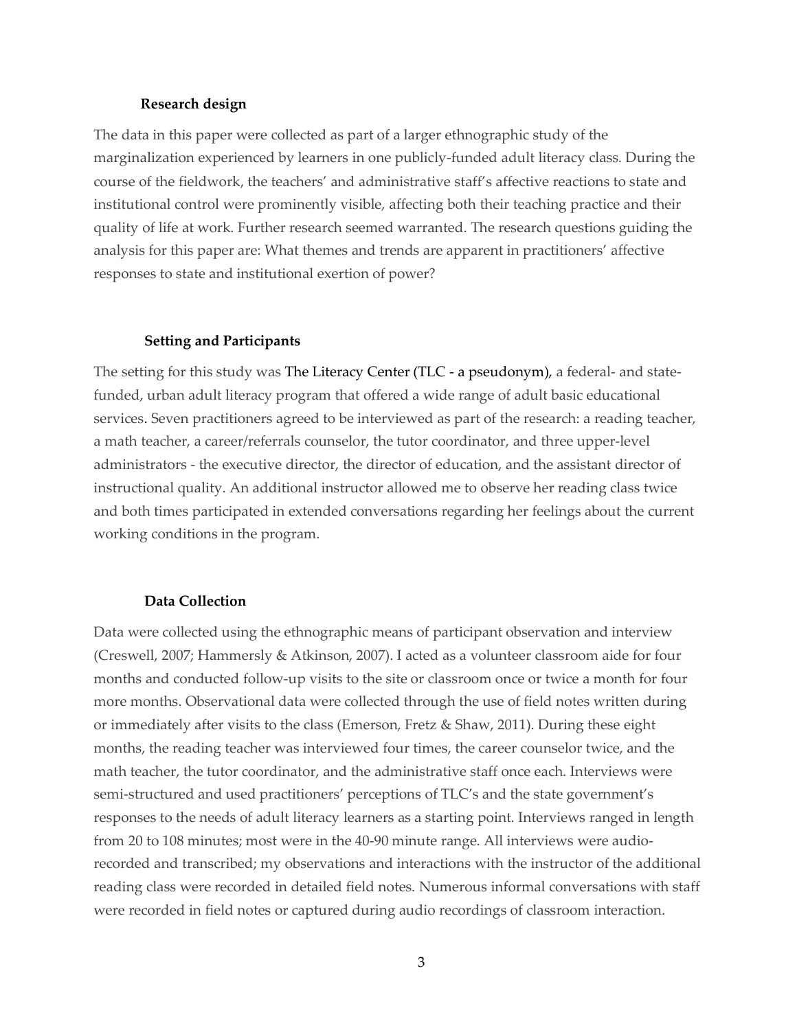### Research design

The data in this paper were collected as part of a larger ethnographic study of the marginalization experienced by learners in one publicly-funded adult literacy class. During the course of the fieldwork, the teachers' and administrative staff's affective reactions to state and institutional control were prominently visible, affecting both their teaching practice and their quality of life at work. Further research seemed warranted. The research questions guiding the analysis for this paper are: What themes and trends are apparent in practitioners' affective responses to state and institutional exertion of power?

### Setting and Participants

The setting for this study was The Literacy Center (TLC - a pseudonym), a federal- and state-funded, urban adult literacy program that offered a wide range of adult basic educational services. Seven practitioners agreed to be interviewed as part of the research: a reading teacher, a math teacher, a career/referrals counselor, the tutor coordinator, and three upper-level administrators - the executive director, the director of education, and the assistant director of instructional quality. An additional instructor allowed me to observe her reading class twice and both times participated in extended conversations regarding her feelings about the current working conditions in the program.

### Data Collection

Data were collected using the ethnographic means of participant observation and interview (Creswell, 2007; Hammersly & Atkinson, 2007). I acted as a volunteer classroom aide for four months and conducted follow-up visits to the site or classroom once or twice a month for four more months. Observational data were collected through the use of field notes written during or immediately after visits to the class (Emerson, Fretz & Shaw, 2011). During these eight months, the reading teacher was interviewed four times, the career counselor twice, and the math teacher, the tutor coordinator, and the administrative staff once each. Interviews were semi-structured and used practitioners' perceptions of TLC's and the state government's responses to the needs of adult literacy learners as a starting point. Interviews ranged in length from 20 to 108 minutes; most were in the 40-90 minute range. All interviews were audio-recorded and transcribed; my observations and interactions with the instructor of the additional reading class were recorded in detailed field notes. Numerous informal conversations with staff were recorded in field notes or captured during audio recordings of classroom interaction.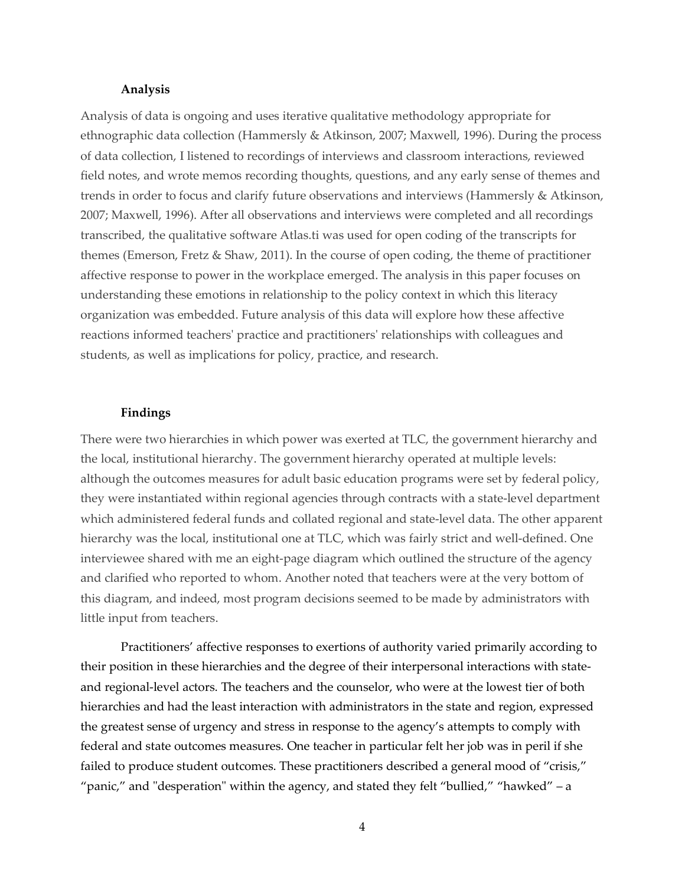### Analysis

Analysis of data is ongoing and uses iterative qualitative methodology appropriate for ethnographic data collection (Hammersly & Atkinson, 2007; Maxwell, 1996). During the process of data collection, I listened to recordings of interviews and classroom interactions, reviewed field notes, and wrote memos recording thoughts, questions, and any early sense of themes and trends in order to focus and clarify future observations and interviews (Hammersly & Atkinson, 2007; Maxwell, 1996). After all observations and interviews were completed and all recordings transcribed, the qualitative software Atlas.ti was used for open coding of the transcripts for themes (Emerson, Fretz & Shaw, 2011). In the course of open coding, the theme of practitioner affective response to power in the workplace emerged. The analysis in this paper focuses on understanding these emotions in relationship to the policy context in which this literacy organization was embedded. Future analysis of this data will explore how these affective reactions informed teachers' practice and practitioners' relationships with colleagues and students, as well as implications for policy, practice, and research.

### Findings

There were two hierarchies in which power was exerted at TLC, the government hierarchy and the local, institutional hierarchy. The government hierarchy operated at multiple levels: although the outcomes measures for adult basic education programs were set by federal policy, they were instantiated within regional agencies through contracts with a state-level department which administered federal funds and collated regional and state-level data. The other apparent hierarchy was the local, institutional one at TLC, which was fairly strict and well-defined. One interviewee shared with me an eight-page diagram which outlined the structure of the agency and clarified who reported to whom. Another noted that teachers were at the very bottom of this diagram, and indeed, most program decisions seemed to be made by administrators with little input from teachers.

Practitioners' affective responses to exertions of authority varied primarily according to their position in these hierarchies and the degree of their interpersonal interactions with state- and regional-level actors. The teachers and the counselor, who were at the lowest tier of both hierarchies and had the least interaction with administrators in the state and region, expressed the greatest sense of urgency and stress in response to the agency's attempts to comply with federal and state outcomes measures. One teacher in particular felt her job was in peril if she failed to produce student outcomes. These practitioners described a general mood of "crisis," "panic," and "desperation" within the agency, and stated they felt "bullied," "hawked" – a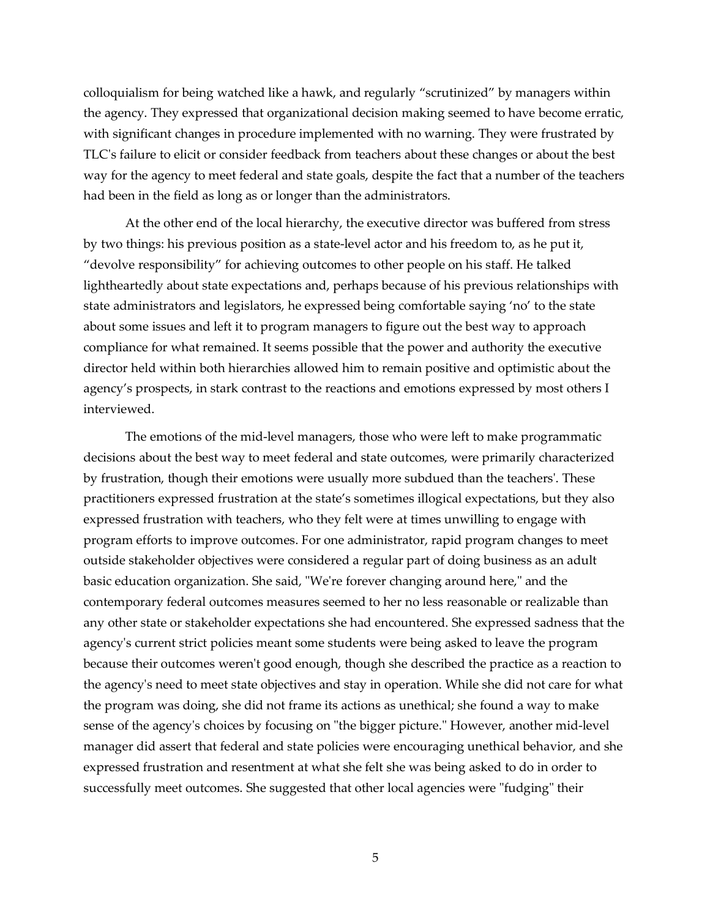colloquialism for being watched like a hawk, and regularly "scrutinized" by managers within the agency. They expressed that organizational decision making seemed to have become erratic, with significant changes in procedure implemented with no warning. They were frustrated by TLC's failure to elicit or consider feedback from teachers about these changes or about the best way for the agency to meet federal and state goals, despite the fact that a number of the teachers had been in the field as long as or longer than the administrators.

At the other end of the local hierarchy, the executive director was buffered from stress by two things: his previous position as a state-level actor and his freedom to, as he put it, "devolve responsibility" for achieving outcomes to other people on his staff. He talked lightheartedly about state expectations and, perhaps because of his previous relationships with state administrators and legislators, he expressed being comfortable saying 'no' to the state about some issues and left it to program managers to figure out the best way to approach compliance for what remained. It seems possible that the power and authority the executive director held within both hierarchies allowed him to remain positive and optimistic about the agency's prospects, in stark contrast to the reactions and emotions expressed by most others I interviewed.

The emotions of the mid-level managers, those who were left to make programmatic decisions about the best way to meet federal and state outcomes, were primarily characterized by frustration, though their emotions were usually more subdued than the teachers'. These practitioners expressed frustration at the state's sometimes illogical expectations, but they also expressed frustration with teachers, who they felt were at times unwilling to engage with program efforts to improve outcomes. For one administrator, rapid program changes to meet outside stakeholder objectives were considered a regular part of doing business as an adult basic education organization. She said, "We're forever changing around here," and the contemporary federal outcomes measures seemed to her no less reasonable or realizable than any other state or stakeholder expectations she had encountered. She expressed sadness that the agency's current strict policies meant some students were being asked to leave the program because their outcomes weren't good enough, though she described the practice as a reaction to the agency's need to meet state objectives and stay in operation. While she did not care for what the program was doing, she did not frame its actions as unethical; she found a way to make sense of the agency's choices by focusing on "the bigger picture." However, another mid-level manager did assert that federal and state policies were encouraging unethical behavior, and she expressed frustration and resentment at what she felt she was being asked to do in order to successfully meet outcomes. She suggested that other local agencies were "fudging" their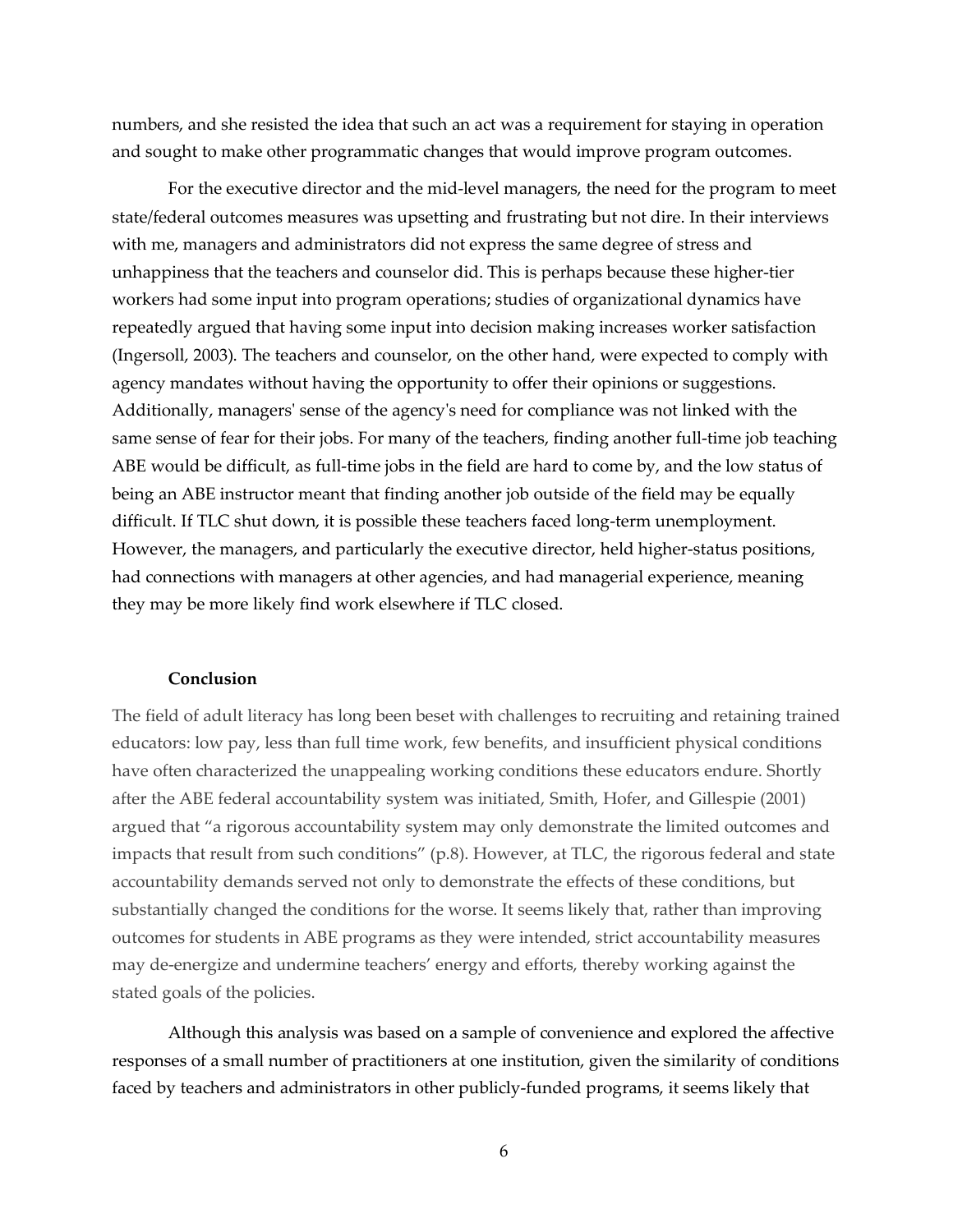numbers, and she resisted the idea that such an act was a requirement for staying in operation and sought to make other programmatic changes that would improve program outcomes.

For the executive director and the mid-level managers, the need for the program to meet state/federal outcomes measures was upsetting and frustrating but not dire. In their interviews with me, managers and administrators did not express the same degree of stress and unhappiness that the teachers and counselor did. This is perhaps because these higher-tier workers had some input into program operations; studies of organizational dynamics have repeatedly argued that having some input into decision making increases worker satisfaction (Ingersoll, 2003). The teachers and counselor, on the other hand, were expected to comply with agency mandates without having the opportunity to offer their opinions or suggestions. Additionally, managers' sense of the agency's need for compliance was not linked with the same sense of fear for their jobs. For many of the teachers, finding another full-time job teaching ABE would be difficult, as full-time jobs in the field are hard to come by, and the low status of being an ABE instructor meant that finding another job outside of the field may be equally difficult. If TLC shut down, it is possible these teachers faced long-term unemployment. However, the managers, and particularly the executive director, held higher-status positions, had connections with managers at other agencies, and had managerial experience, meaning they may be more likely find work elsewhere if TLC closed.

## Conclusion

The field of adult literacy has long been beset with challenges to recruiting and retaining trained educators: low pay, less than full time work, few benefits, and insufficient physical conditions have often characterized the unappealing working conditions these educators endure. Shortly after the ABE federal accountability system was initiated, Smith, Hofer, and Gillespie (2001) argued that "a rigorous accountability system may only demonstrate the limited outcomes and impacts that result from such conditions" (p.8). However, at TLC, the rigorous federal and state accountability demands served not only to demonstrate the effects of these conditions, but substantially changed the conditions for the worse. It seems likely that, rather than improving outcomes for students in ABE programs as they were intended, strict accountability measures may de-energize and undermine teachers' energy and efforts, thereby working against the stated goals of the policies.

Although this analysis was based on a sample of convenience and explored the affective responses of a small number of practitioners at one institution, given the similarity of conditions faced by teachers and administrators in other publicly-funded programs, it seems likely that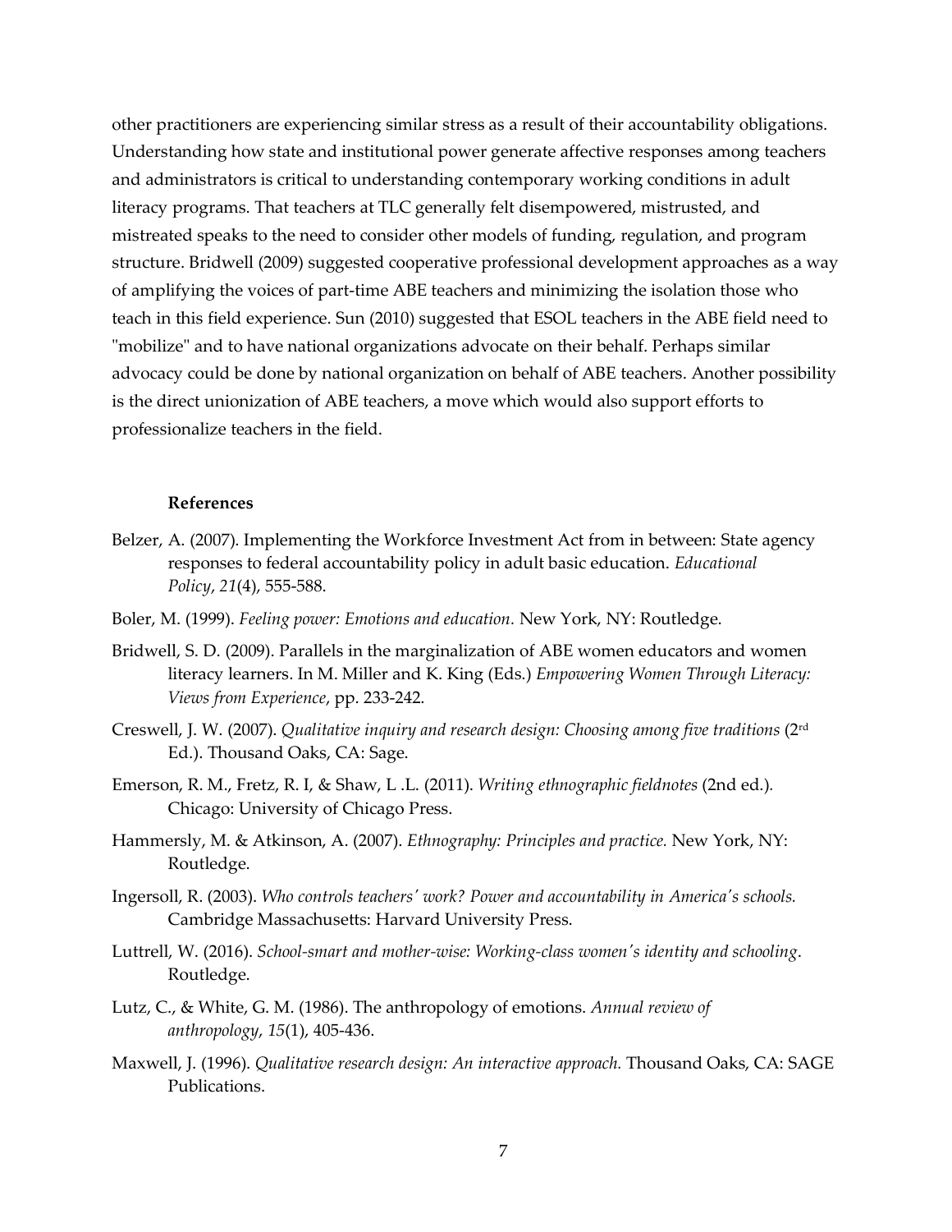other practitioners are experiencing similar stress as a result of their accountability obligations. Understanding how state and institutional power generate affective responses among teachers and administrators is critical to understanding contemporary working conditions in adult literacy programs. That teachers at TLC generally felt disempowered, mistrusted, and mistreated speaks to the need to consider other models of funding, regulation, and program structure. Bridwell (2009) suggested cooperative professional development approaches as a way of amplifying the voices of part-time ABE teachers and minimizing the isolation those who teach in this field experience. Sun (2010) suggested that ESOL teachers in the ABE field need to "mobilize" and to have national organizations advocate on their behalf. Perhaps similar advocacy could be done by national organization on behalf of ABE teachers. Another possibility is the direct unionization of ABE teachers, a move which would also support efforts to professionalize teachers in the field.

## References

Belzer, A. (2007). Implementing the Workforce Investment Act from in between: State agency responses to federal accountability policy in adult basic education. *Educational Policy*, *21*(4), 555-588.

Boler, M. (1999). *Feeling power: Emotions and education.* New York, NY: Routledge.

Bridwell, S. D. (2009). Parallels in the marginalization of ABE women educators and women literacy learners. In M. Miller and K. King (Eds.) *Empowering Women Through Literacy: Views from Experience*, pp. 233-242.

Creswell, J. W. (2007). *Qualitative inquiry and research design: Choosing among five traditions* (2rd Ed.). Thousand Oaks, CA: Sage.

Emerson, R. M., Fretz, R. I, & Shaw, L .L. (2011). *Writing ethnographic fieldnotes* (2nd ed.). Chicago: University of Chicago Press.

Hammersly, M. & Atkinson, A. (2007). *Ethnography: Principles and practice.* New York, NY: Routledge.

Ingersoll, R. (2003). *Who controls teachers' work? Power and accountability in America's schools.* Cambridge Massachusetts: Harvard University Press.

Luttrell, W. (2016). *School-smart and mother-wise: Working-class women's identity and schooling*. Routledge.

Lutz, C., & White, G. M. (1986). The anthropology of emotions. *Annual review of anthropology*, *15*(1), 405-436.

Maxwell, J. (1996). *Qualitative research design: An interactive approach.* Thousand Oaks, CA: SAGE Publications.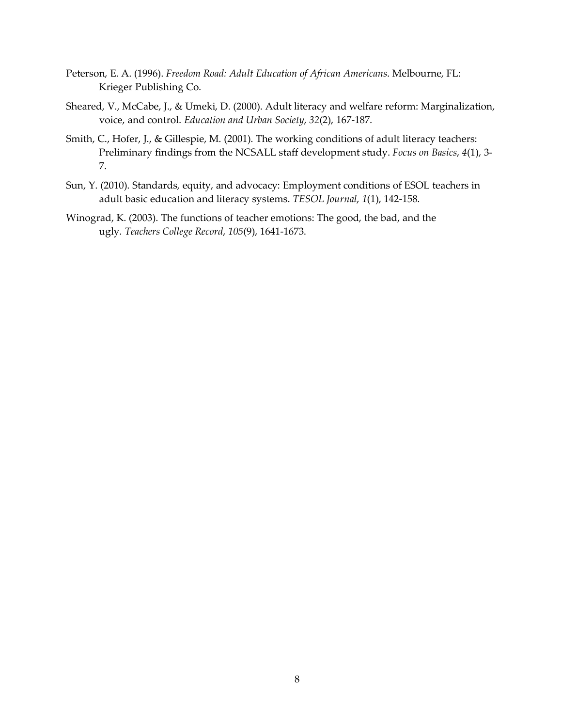Peterson, E. A. (1996). *Freedom Road: Adult Education of African Americans*. Melbourne, FL: Krieger Publishing Co.

Sheared, V., McCabe, J., & Umeki, D. (2000). Adult literacy and welfare reform: Marginalization, voice, and control. *Education and Urban Society*, *32*(2), 167-187.

Smith, C., Hofer, J., & Gillespie, M. (2001). The working conditions of adult literacy teachers: Preliminary findings from the NCSALL staff development study. *Focus on Basics*, *4*(1), 3-7.

Sun, Y. (2010). Standards, equity, and advocacy: Employment conditions of ESOL teachers in adult basic education and literacy systems. *TESOL Journal*, *1*(1), 142-158.

Winograd, K. (2003). The functions of teacher emotions: The good, the bad, and the ugly. *Teachers College Record*, *105*(9), 1641-1673.